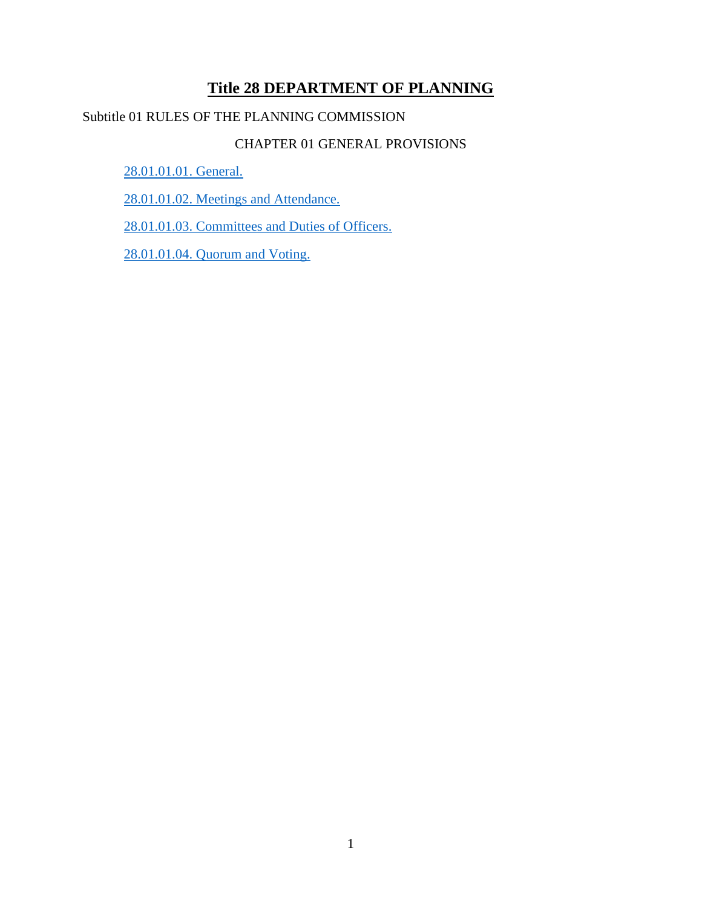# Title 28 DEPARTMENT OF PLANNING

Subtitle 01 RULES OF THE PLANNING COMMISSION

CHAPTER 01 GENERAL PROVISIONS

28.01.01.01. General.

28.01.01.02. Meetings and Attendance.

28.01.01.03. Committees and Duties of Officers.

28.01.01.04. Quorum and Voting.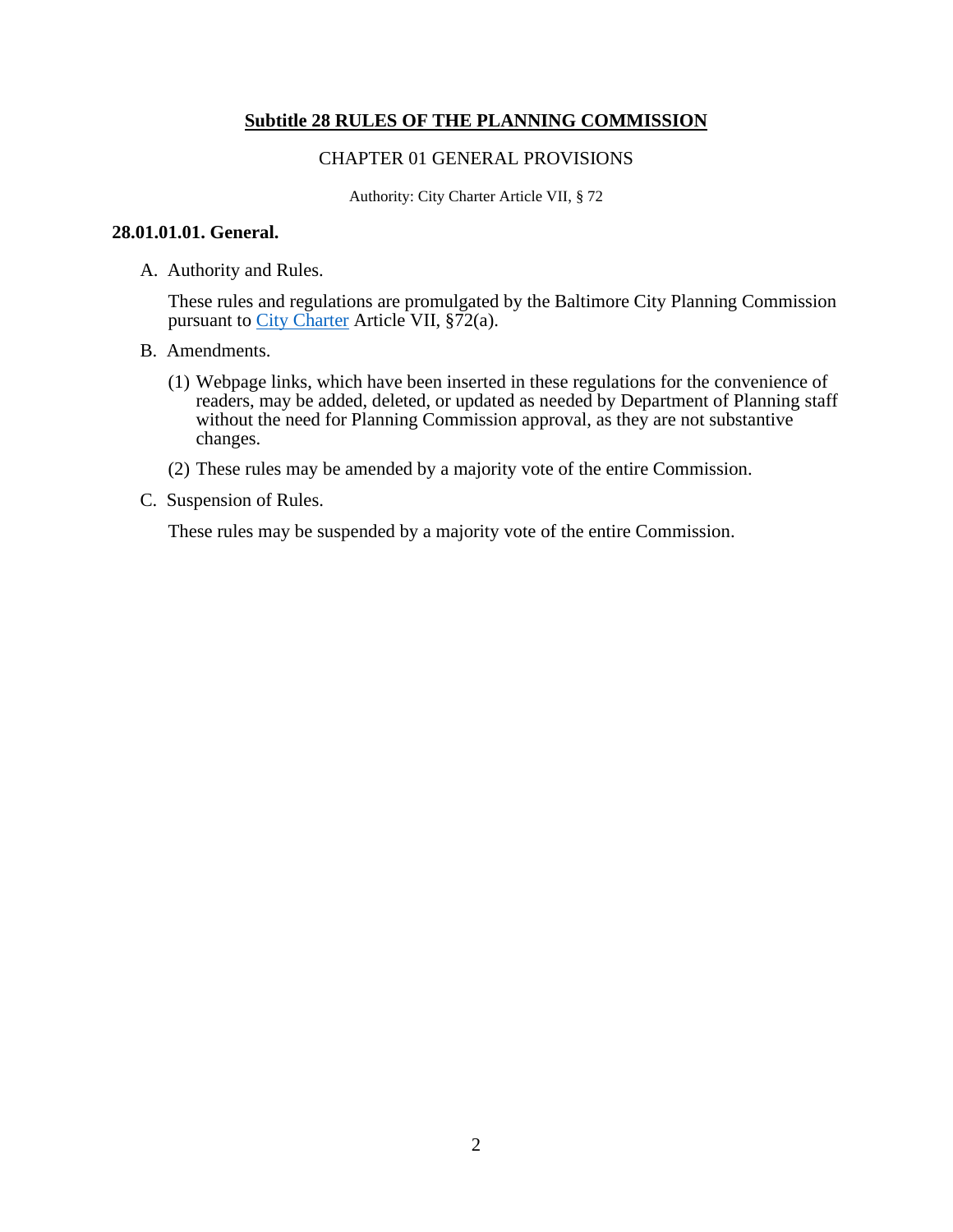## Subtitle 28 RULES OF THE PLANNING COMMISSION

### CHAPTER 01 GENERAL PROVISIONS

Authority: City Charter Article VII, § 72

### 28.01.01.01. General.

A. Authority and Rules.

These rules and regulations are promulgated by the Baltimore City Planning Commission pursuant to City Charter Article VII, §72(a).

B. Amendments.

(1) Webpage links, which have been inserted in these regulations for the convenience of readers, may be added, deleted, or updated as needed by Department of Planning staff without the need for Planning Commission approval, as they are not substantive changes.

(2) These rules may be amended by a majority vote of the entire Commission.

C. Suspension of Rules.

These rules may be suspended by a majority vote of the entire Commission.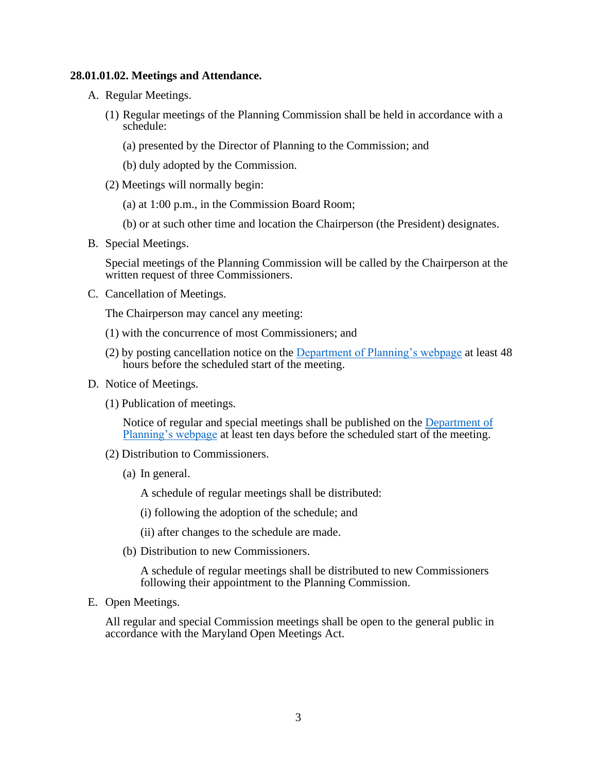**28.01.01.02. Meetings and Attendance.**

A. Regular Meetings.

(1) Regular meetings of the Planning Commission shall be held in accordance with a schedule:

(a) presented by the Director of Planning to the Commission; and

(b) duly adopted by the Commission.

(2) Meetings will normally begin:

(a) at 1:00 p.m., in the Commission Board Room;

(b) or at such other time and location the Chairperson (the President) designates.

B. Special Meetings.

Special meetings of the Planning Commission will be called by the Chairperson at the written request of three Commissioners.

C. Cancellation of Meetings.

The Chairperson may cancel any meeting:

(1) with the concurrence of most Commissioners; and

(2) by posting cancellation notice on the Department of Planning's webpage at least 48 hours before the scheduled start of the meeting.

D. Notice of Meetings.

(1) Publication of meetings.

Notice of regular and special meetings shall be published on the Department of Planning's webpage at least ten days before the scheduled start of the meeting.

(2) Distribution to Commissioners.

(a) In general.

A schedule of regular meetings shall be distributed:

(i) following the adoption of the schedule; and

(ii) after changes to the schedule are made.

(b) Distribution to new Commissioners.

A schedule of regular meetings shall be distributed to new Commissioners following their appointment to the Planning Commission.

E. Open Meetings.

All regular and special Commission meetings shall be open to the general public in accordance with the Maryland Open Meetings Act.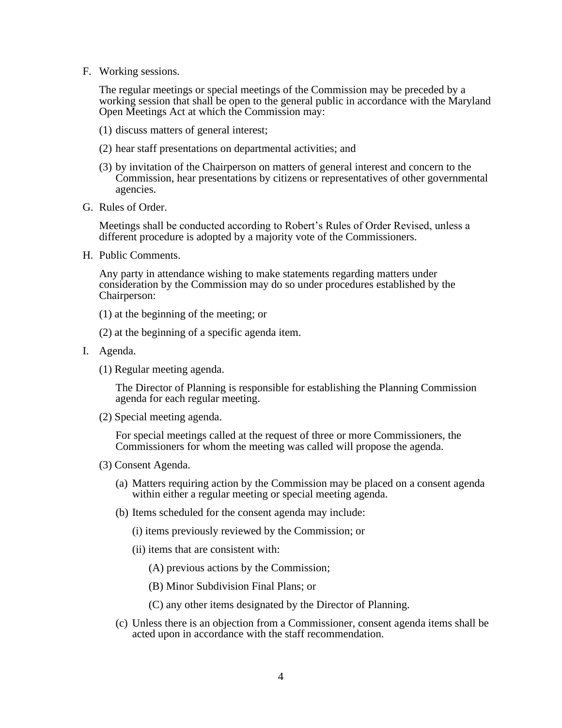F. Working sessions.

   The regular meetings or special meetings of the Commission may be preceded by a working session that shall be open to the general public in accordance with the Maryland Open Meetings Act at which the Commission may:

   (1) discuss matters of general interest;

   (2) hear staff presentations on departmental activities; and

   (3) by invitation of the Chairperson on matters of general interest and concern to the Commission, hear presentations by citizens or representatives of other governmental agencies.

G. Rules of Order.

   Meetings shall be conducted according to Robert's Rules of Order Revised, unless a different procedure is adopted by a majority vote of the Commissioners.

H. Public Comments.

   Any party in attendance wishing to make statements regarding matters under consideration by the Commission may do so under procedures established by the Chairperson:

   (1) at the beginning of the meeting; or

   (2) at the beginning of a specific agenda item.

I. Agenda.

   (1) Regular meeting agenda.

      The Director of Planning is responsible for establishing the Planning Commission agenda for each regular meeting.

   (2) Special meeting agenda.

      For special meetings called at the request of three or more Commissioners, the Commissioners for whom the meeting was called will propose the agenda.

   (3) Consent Agenda.

      (a) Matters requiring action by the Commission may be placed on a consent agenda within either a regular meeting or special meeting agenda.

      (b) Items scheduled for the consent agenda may include:

         (i) items previously reviewed by the Commission; or

         (ii) items that are consistent with:

            (A) previous actions by the Commission;

            (B) Minor Subdivision Final Plans; or

            (C) any other items designated by the Director of Planning.

      (c) Unless there is an objection from a Commissioner, consent agenda items shall be acted upon in accordance with the staff recommendation.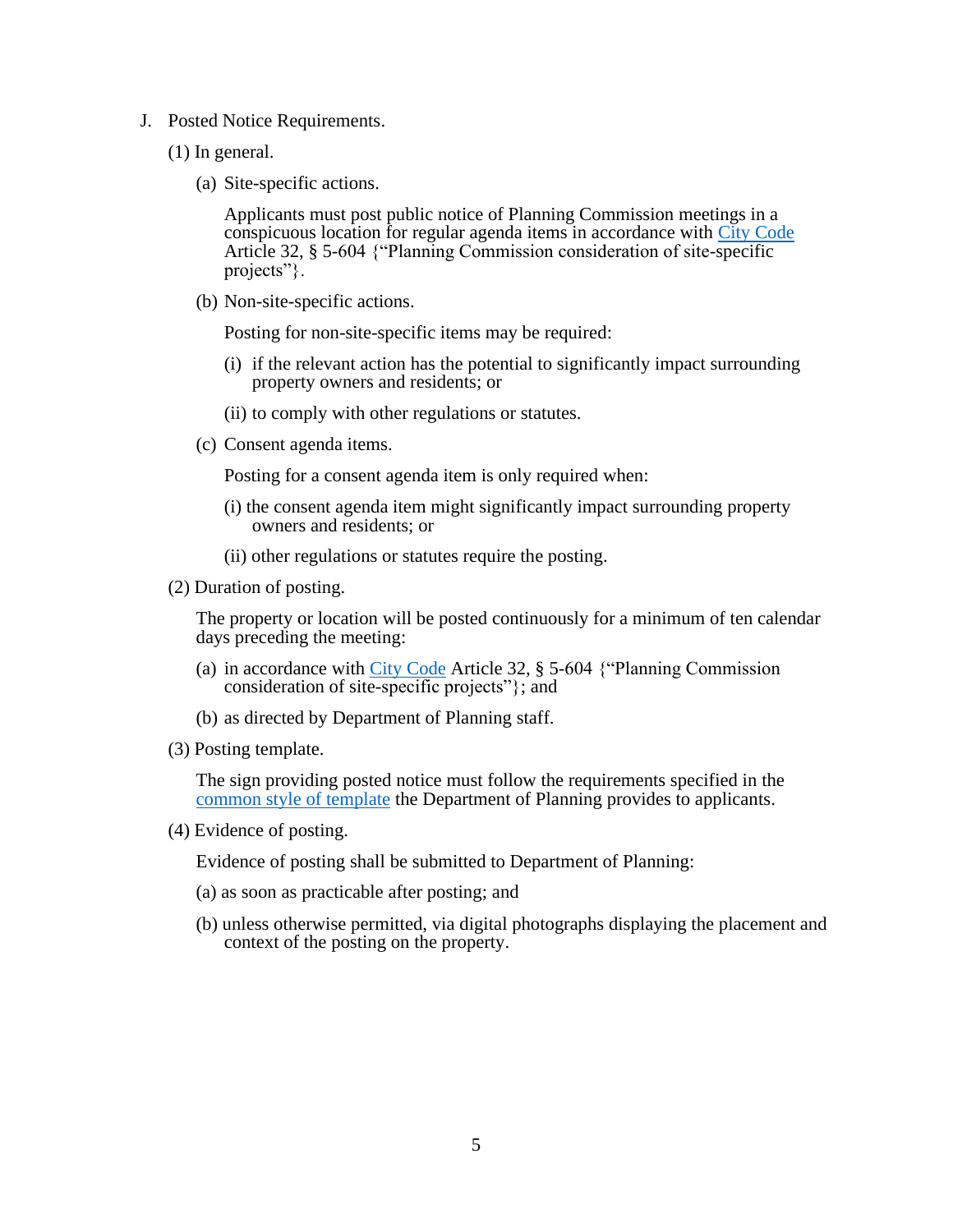J. Posted Notice Requirements.

(1) In general.

(a) Site-specific actions.

Applicants must post public notice of Planning Commission meetings in a conspicuous location for regular agenda items in accordance with [City Code](#) Article 32, § 5-604 {"Planning Commission consideration of site-specific projects"}.

(b) Non-site-specific actions.

Posting for non-site-specific items may be required:

(i) if the relevant action has the potential to significantly impact surrounding property owners and residents; or

(ii) to comply with other regulations or statutes.

(c) Consent agenda items.

Posting for a consent agenda item is only required when:

(i) the consent agenda item might significantly impact surrounding property owners and residents; or

(ii) other regulations or statutes require the posting.

(2) Duration of posting.

The property or location will be posted continuously for a minimum of ten calendar days preceding the meeting:

(a) in accordance with [City Code](#) Article 32, § 5-604 {"Planning Commission consideration of site-specific projects"}; and

(b) as directed by Department of Planning staff.

(3) Posting template.

The sign providing posted notice must follow the requirements specified in the [common style of template](#) the Department of Planning provides to applicants.

(4) Evidence of posting.

Evidence of posting shall be submitted to Department of Planning:

(a) as soon as practicable after posting; and

(b) unless otherwise permitted, via digital photographs displaying the placement and context of the posting on the property.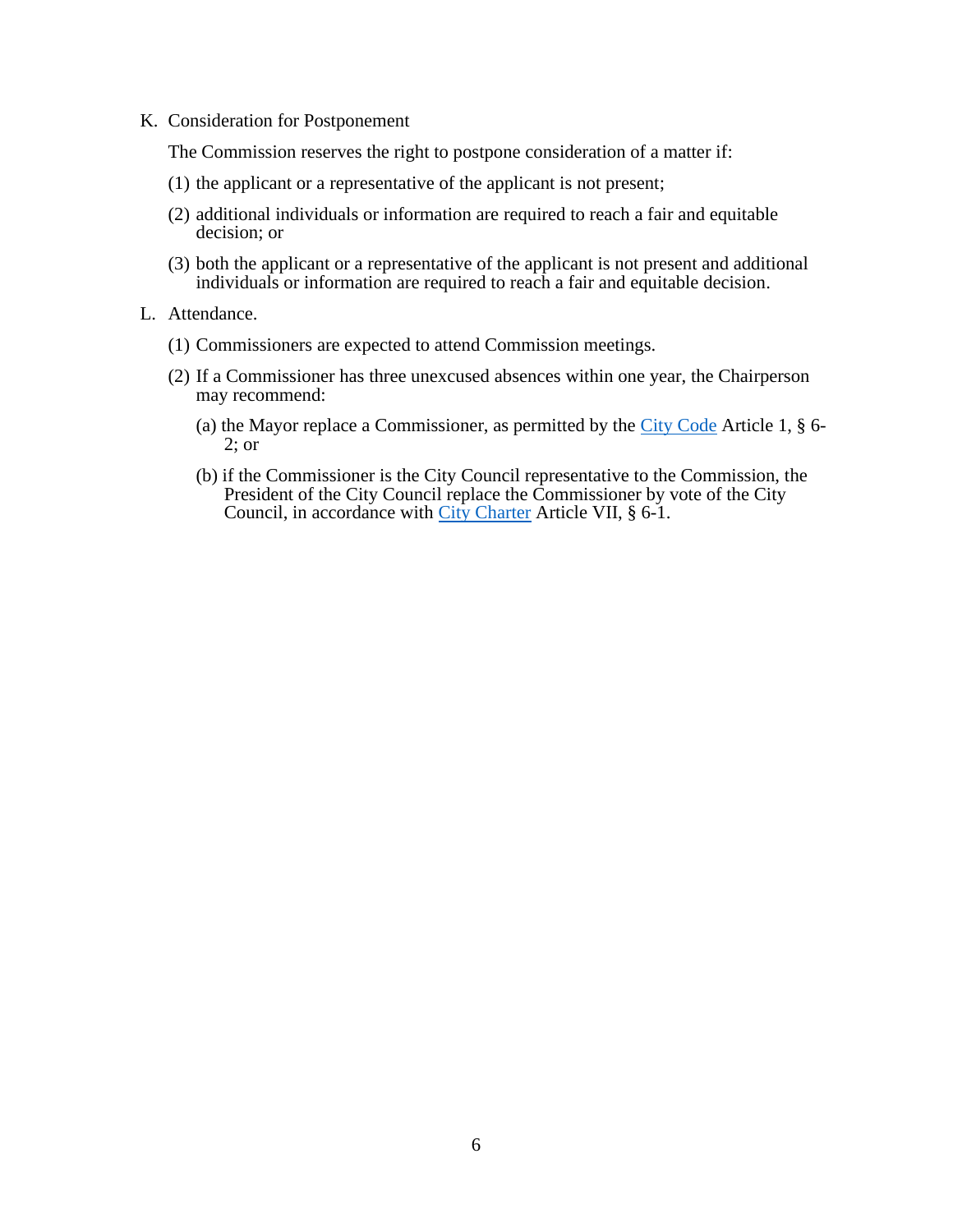K. Consideration for Postponement

The Commission reserves the right to postpone consideration of a matter if:

(1) the applicant or a representative of the applicant is not present;

(2) additional individuals or information are required to reach a fair and equitable decision; or

(3) both the applicant or a representative of the applicant is not present and additional individuals or information are required to reach a fair and equitable decision.

L. Attendance.

(1) Commissioners are expected to attend Commission meetings.

(2) If a Commissioner has three unexcused absences within one year, the Chairperson may recommend:

(a) the Mayor replace a Commissioner, as permitted by the City Code Article 1, § 6-2; or

(b) if the Commissioner is the City Council representative to the Commission, the President of the City Council replace the Commissioner by vote of the City Council, in accordance with City Charter Article VII, § 6-1.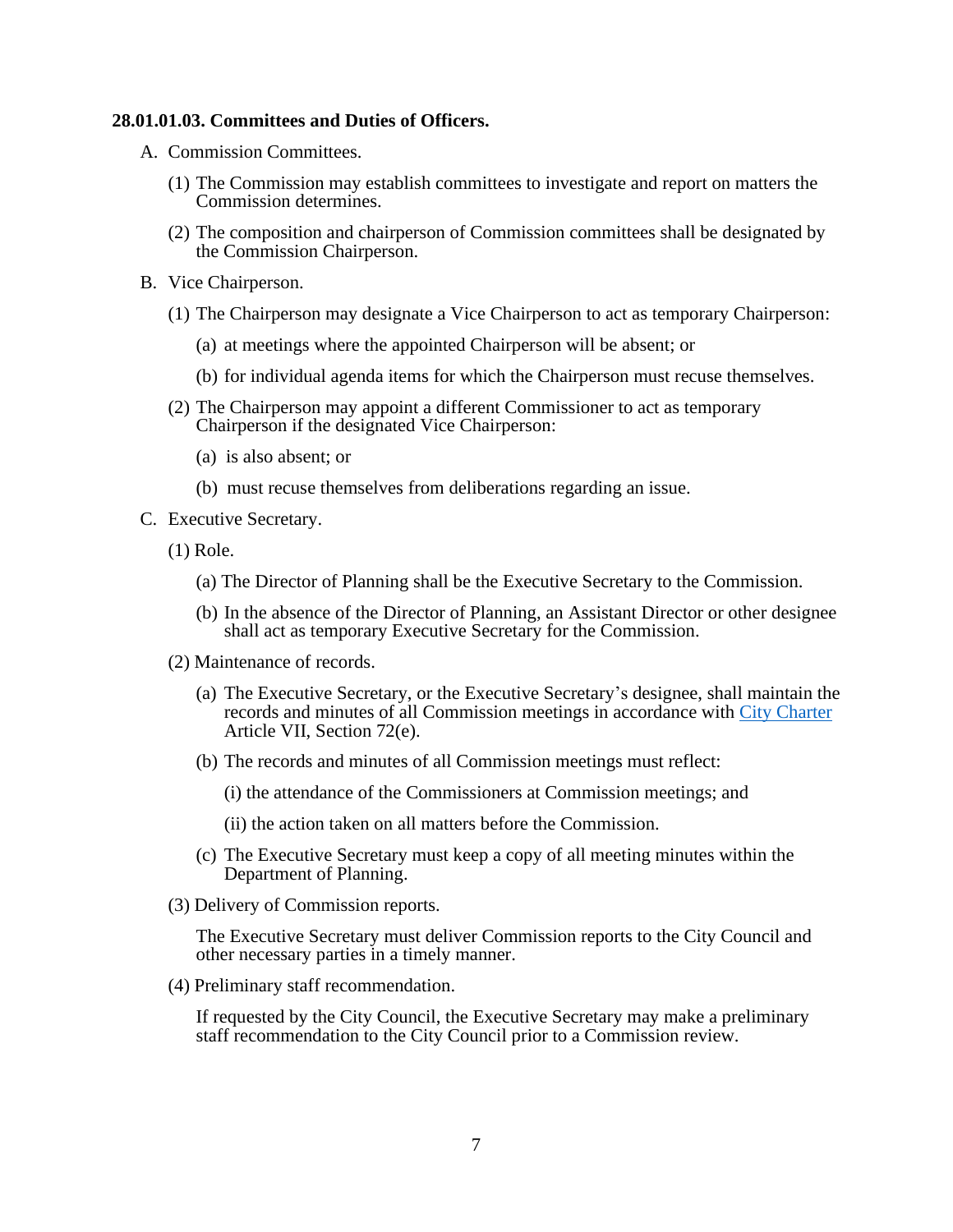**28.01.01.03. Committees and Duties of Officers.**

A. Commission Committees.

  (1) The Commission may establish committees to investigate and report on matters the Commission determines.

  (2) The composition and chairperson of Commission committees shall be designated by the Commission Chairperson.

B. Vice Chairperson.

  (1) The Chairperson may designate a Vice Chairperson to act as temporary Chairperson:

    (a) at meetings where the appointed Chairperson will be absent; or

    (b) for individual agenda items for which the Chairperson must recuse themselves.

  (2) The Chairperson may appoint a different Commissioner to act as temporary Chairperson if the designated Vice Chairperson:

    (a) is also absent; or

    (b) must recuse themselves from deliberations regarding an issue.

C. Executive Secretary.

  (1) Role.

    (a) The Director of Planning shall be the Executive Secretary to the Commission.

    (b) In the absence of the Director of Planning, an Assistant Director or other designee shall act as temporary Executive Secretary for the Commission.

  (2) Maintenance of records.

    (a) The Executive Secretary, or the Executive Secretary's designee, shall maintain the records and minutes of all Commission meetings in accordance with City Charter Article VII, Section 72(e).

    (b) The records and minutes of all Commission meetings must reflect:

      (i) the attendance of the Commissioners at Commission meetings; and

      (ii) the action taken on all matters before the Commission.

    (c) The Executive Secretary must keep a copy of all meeting minutes within the Department of Planning.

  (3) Delivery of Commission reports.

    The Executive Secretary must deliver Commission reports to the City Council and other necessary parties in a timely manner.

  (4) Preliminary staff recommendation.

    If requested by the City Council, the Executive Secretary may make a preliminary staff recommendation to the City Council prior to a Commission review.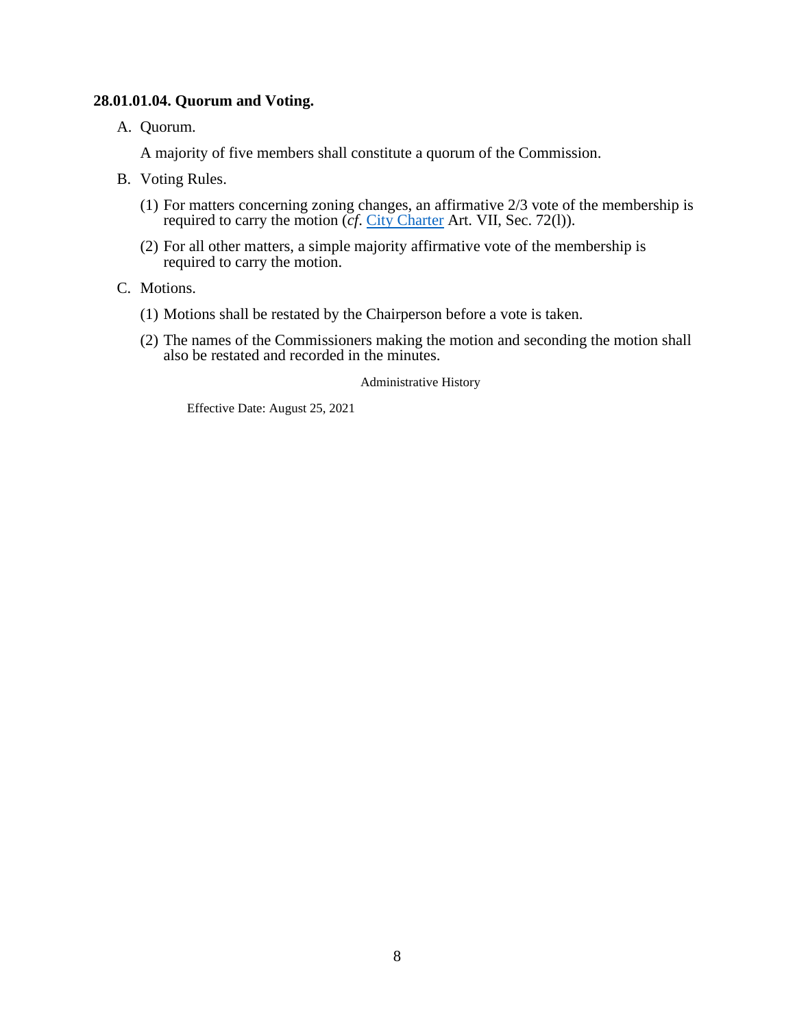### 28.01.01.04. Quorum and Voting.

A. Quorum.

A majority of five members shall constitute a quorum of the Commission.

B. Voting Rules.

(1) For matters concerning zoning changes, an affirmative 2/3 vote of the membership is required to carry the motion (*cf.* City Charter Art. VII, Sec. 72(l)).

(2) For all other matters, a simple majority affirmative vote of the membership is required to carry the motion.

C. Motions.

(1) Motions shall be restated by the Chairperson before a vote is taken.

(2) The names of the Commissioners making the motion and seconding the motion shall also be restated and recorded in the minutes.

Administrative History

Effective Date: August 25, 2021